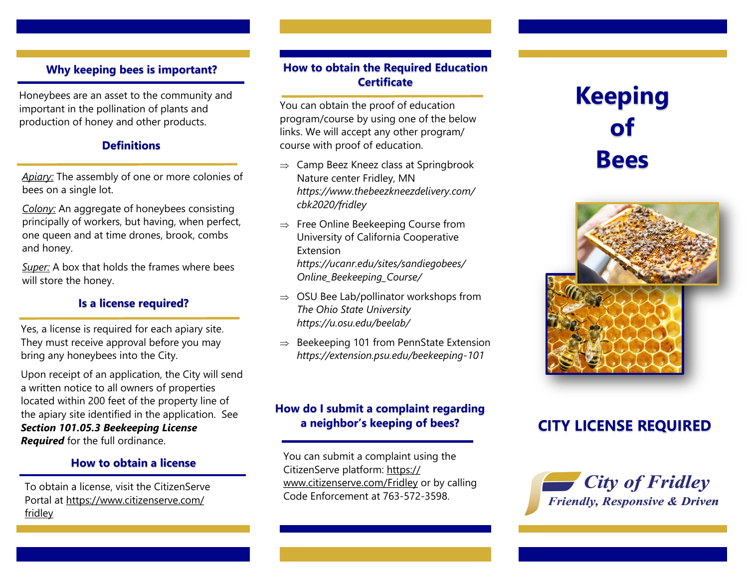## Why keeping bees is important?

Honeybees are an asset to the community and important in the pollination of plants and production of honey and other products.

## Definitions

*Apiary:* The assembly of one or more colonies of bees on a single lot.

*Colony:* An aggregate of honeybees consisting principally of workers, but having, when perfect, one queen and at time drones, brook, combs and honey.

*Super:* A box that holds the frames where bees will store the honey.

## Is a license required?

Yes, a license is required for each apiary site. They must receive approval before you may bring any honeybees into the City.

Upon receipt of an application, the City will send a written notice to all owners of properties located within 200 feet of the property line of the apiary site identified in the application. See ***Section 101.05.3 Beekeeping License Required*** for the full ordinance.

## How to obtain a license

To obtain a license, visit the CitizenServe Portal at https://www.citizenserve.com/fridley

## How to obtain the Required Education Certificate

You can obtain the proof of education program/course by using one of the below links. We will accept any other program/course with proof of education.

- Camp Beez Kneez class at Springbrook Nature center Fridley, MN *https://www.thebeezkneezdelivery.com/cbk2020/fridley*
- Free Online Beekeeping Course from University of California Cooperative Extension *https://ucanr.edu/sites/sandiegobees/Online_Beekeeping_Course/*
- OSU Bee Lab/pollinator workshops from *The Ohio State University https://u.osu.edu/beelab/*
- Beekeeping 101 from PennState Extension *https://extension.psu.edu/beekeeping-101*

## How do I submit a complaint regarding a neighbor's keeping of bees?

You can submit a complaint using the CitizenServe platform: https://www.citizenserve.com/Fridley or by calling Code Enforcement at 763-572-3598.

# Keeping of Bees

## CITY LICENSE REQUIRED

**City of Fridley**

*Friendly, Responsive & Driven*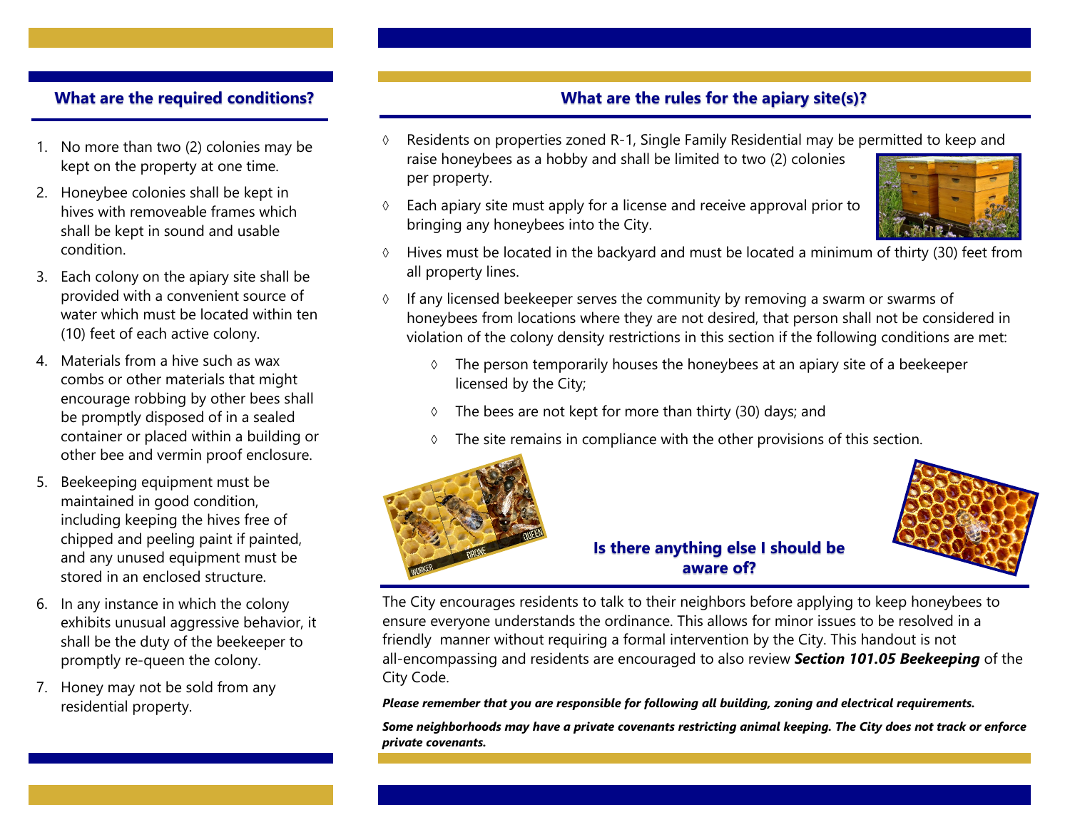## What are the required conditions?

1. No more than two (2) colonies may be kept on the property at one time.
2. Honeybee colonies shall be kept in hives with removeable frames which shall be kept in sound and usable condition.
3. Each colony on the apiary site shall be provided with a convenient source of water which must be located within ten (10) feet of each active colony.
4. Materials from a hive such as wax combs or other materials that might encourage robbing by other bees shall be promptly disposed of in a sealed container or placed within a building or other bee and vermin proof enclosure.
5. Beekeeping equipment must be maintained in good condition, including keeping the hives free of chipped and peeling paint if painted, and any unused equipment must be stored in an enclosed structure.
6. In any instance in which the colony exhibits unusual aggressive behavior, it shall be the duty of the beekeeper to promptly re-queen the colony.
7. Honey may not be sold from any residential property.

## What are the rules for the apiary site(s)?

- Residents on properties zoned R-1, Single Family Residential may be permitted to keep and raise honeybees as a hobby and shall be limited to two (2) colonies per property.
- Each apiary site must apply for a license and receive approval prior to bringing any honeybees into the City.
- Hives must be located in the backyard and must be located a minimum of thirty (30) feet from all property lines.
- If any licensed beekeeper serves the community by removing a swarm or swarms of honeybees from locations where they are not desired, that person shall not be considered in violation of the colony density restrictions in this section if the following conditions are met:
  - The person temporarily houses the honeybees at an apiary site of a beekeeper licensed by the City;
  - The bees are not kept for more than thirty (30) days; and
  - The site remains in compliance with the other provisions of this section.

## Is there anything else I should be aware of?

The City encourages residents to talk to their neighbors before applying to keep honeybees to ensure everyone understands the ordinance. This allows for minor issues to be resolved in a friendly manner without requiring a formal intervention by the City. This handout is not all-encompassing and residents are encouraged to also review ***Section 101.05 Beekeeping*** of the City Code.

***Please remember that you are responsible for following all building, zoning and electrical requirements.***

***Some neighborhoods may have a private covenants restricting animal keeping. The City does not track or enforce private covenants.***